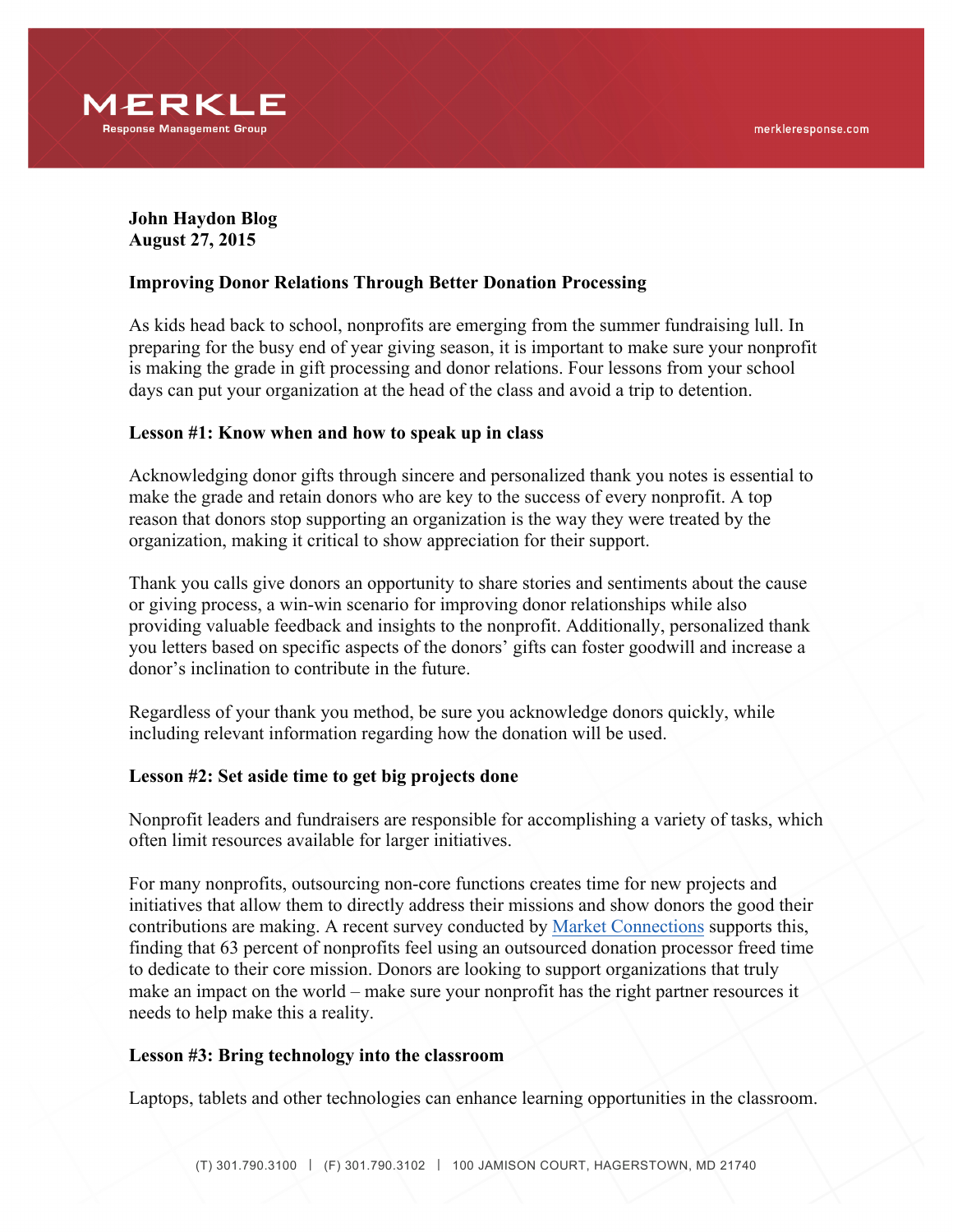**John Haydon Blog**
**August 27, 2015**

**Improving Donor Relations Through Better Donation Processing**

As kids head back to school, nonprofits are emerging from the summer fundraising lull. In preparing for the busy end of year giving season, it is important to make sure your nonprofit is making the grade in gift processing and donor relations. Four lessons from your school days can put your organization at the head of the class and avoid a trip to detention.

**Lesson #1: Know when and how to speak up in class**

Acknowledging donor gifts through sincere and personalized thank you notes is essential to make the grade and retain donors who are key to the success of every nonprofit. A top reason that donors stop supporting an organization is the way they were treated by the organization, making it critical to show appreciation for their support.

Thank you calls give donors an opportunity to share stories and sentiments about the cause or giving process, a win-win scenario for improving donor relationships while also providing valuable feedback and insights to the nonprofit. Additionally, personalized thank you letters based on specific aspects of the donors' gifts can foster goodwill and increase a donor's inclination to contribute in the future.

Regardless of your thank you method, be sure you acknowledge donors quickly, while including relevant information regarding how the donation will be used.

**Lesson #2: Set aside time to get big projects done**

Nonprofit leaders and fundraisers are responsible for accomplishing a variety of tasks, which often limit resources available for larger initiatives.

For many nonprofits, outsourcing non-core functions creates time for new projects and initiatives that allow them to directly address their missions and show donors the good their contributions are making. A recent survey conducted by Market Connections supports this, finding that 63 percent of nonprofits feel using an outsourced donation processor freed time to dedicate to their core mission. Donors are looking to support organizations that truly make an impact on the world – make sure your nonprofit has the right partner resources it needs to help make this a reality.

**Lesson #3: Bring technology into the classroom**

Laptops, tablets and other technologies can enhance learning opportunities in the classroom.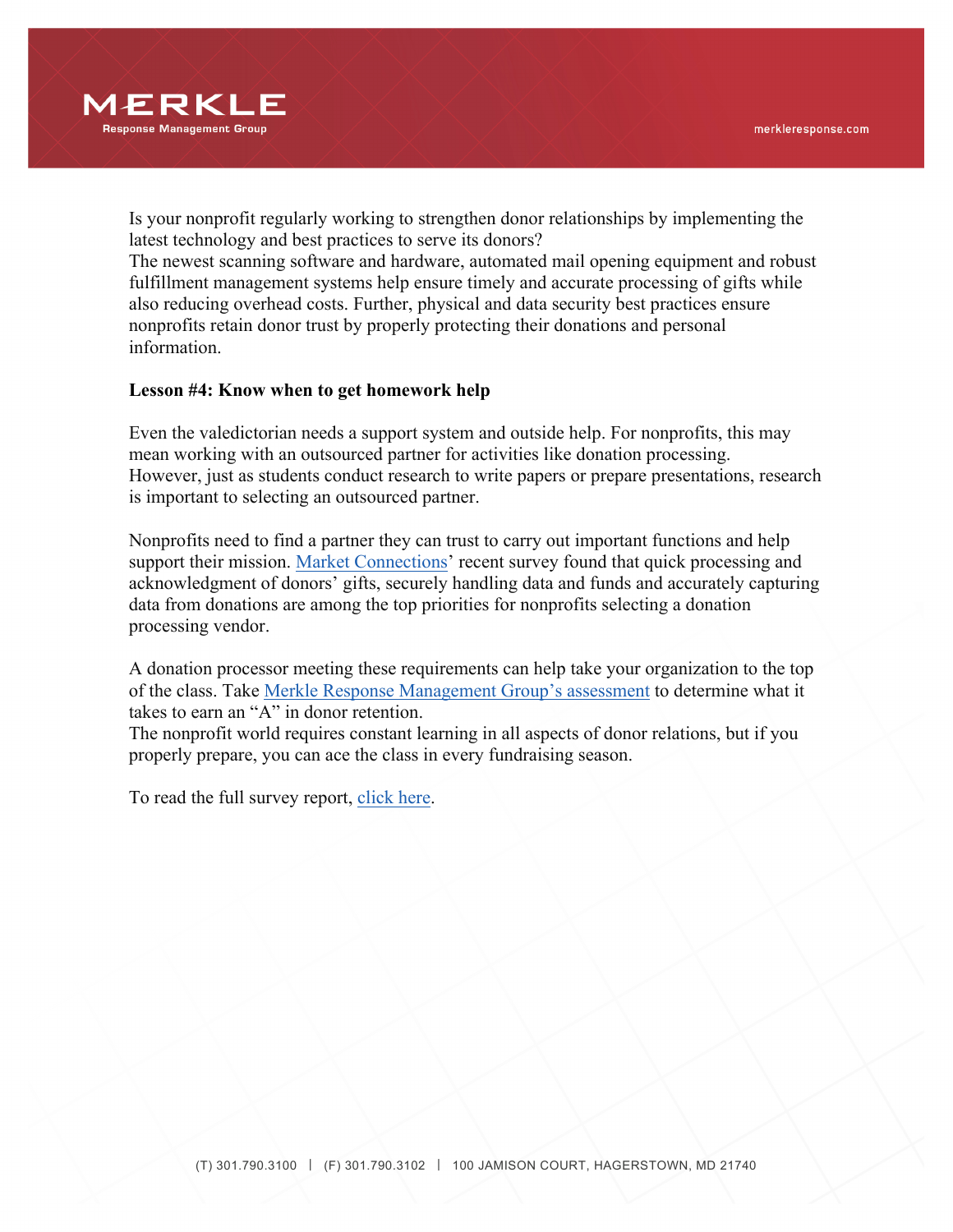Is your nonprofit regularly working to strengthen donor relationships by implementing the latest technology and best practices to serve its donors?

The newest scanning software and hardware, automated mail opening equipment and robust fulfillment management systems help ensure timely and accurate processing of gifts while also reducing overhead costs. Further, physical and data security best practices ensure nonprofits retain donor trust by properly protecting their donations and personal information.

**Lesson #4: Know when to get homework help**

Even the valedictorian needs a support system and outside help. For nonprofits, this may mean working with an outsourced partner for activities like donation processing. However, just as students conduct research to write papers or prepare presentations, research is important to selecting an outsourced partner.

Nonprofits need to find a partner they can trust to carry out important functions and help support their mission. Market Connections' recent survey found that quick processing and acknowledgment of donors' gifts, securely handling data and funds and accurately capturing data from donations are among the top priorities for nonprofits selecting a donation processing vendor.

A donation processor meeting these requirements can help take your organization to the top of the class. Take Merkle Response Management Group's assessment to determine what it takes to earn an "A" in donor retention.

The nonprofit world requires constant learning in all aspects of donor relations, but if you properly prepare, you can ace the class in every fundraising season.

To read the full survey report, click here.